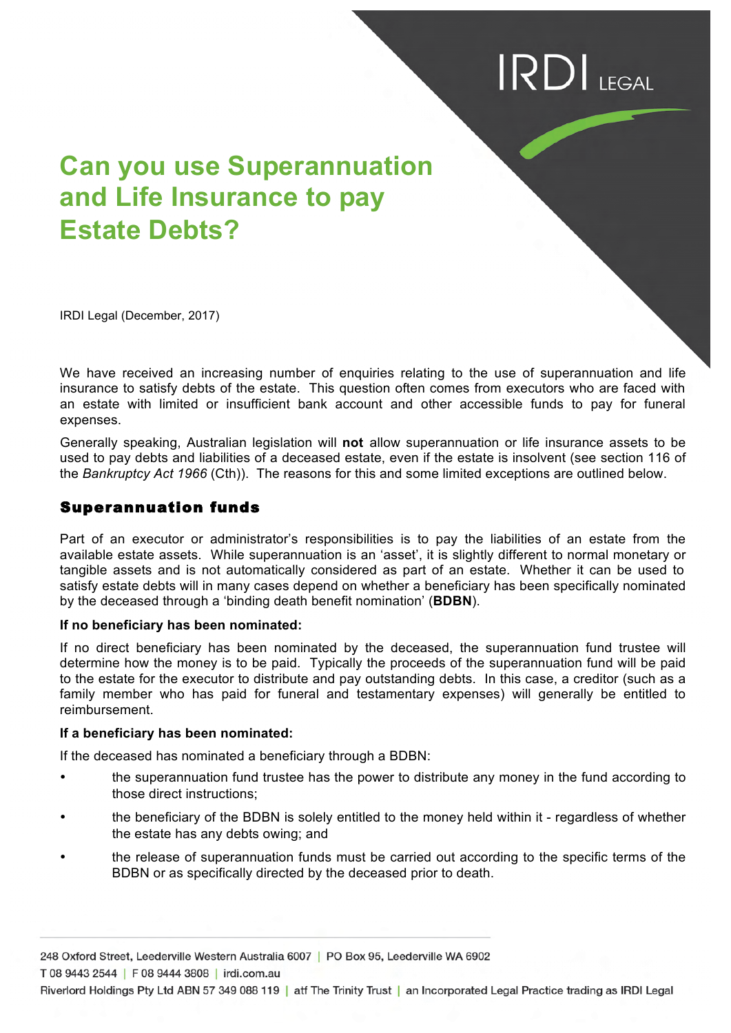# Can you use Superannuation and Life Insurance to pay Estate Debts?

IRDI Legal (December, 2017)

We have received an increasing number of enquiries relating to the use of superannuation and life insurance to satisfy debts of the estate. This question often comes from executors who are faced with an estate with limited or insufficient bank account and other accessible funds to pay for funeral expenses.

Generally speaking, Australian legislation will **not** allow superannuation or life insurance assets to be used to pay debts and liabilities of a deceased estate, even if the estate is insolvent (see section 116 of the *Bankruptcy Act 1966* (Cth)). The reasons for this and some limited exceptions are outlined below.

## Superannuation funds

Part of an executor or administrator's responsibilities is to pay the liabilities of an estate from the available estate assets. While superannuation is an 'asset', it is slightly different to normal monetary or tangible assets and is not automatically considered as part of an estate. Whether it can be used to satisfy estate debts will in many cases depend on whether a beneficiary has been specifically nominated by the deceased through a 'binding death benefit nomination' (**BDBN**).

**If no beneficiary has been nominated:**

If no direct beneficiary has been nominated by the deceased, the superannuation fund trustee will determine how the money is to be paid. Typically the proceeds of the superannuation fund will be paid to the estate for the executor to distribute and pay outstanding debts. In this case, a creditor (such as a family member who has paid for funeral and testamentary expenses) will generally be entitled to reimbursement.

**If a beneficiary has been nominated:**

If the deceased has nominated a beneficiary through a BDBN:

- the superannuation fund trustee has the power to distribute any money in the fund according to those direct instructions;
- the beneficiary of the BDBN is solely entitled to the money held within it - regardless of whether the estate has any debts owing; and
- the release of superannuation funds must be carried out according to the specific terms of the BDBN or as specifically directed by the deceased prior to death.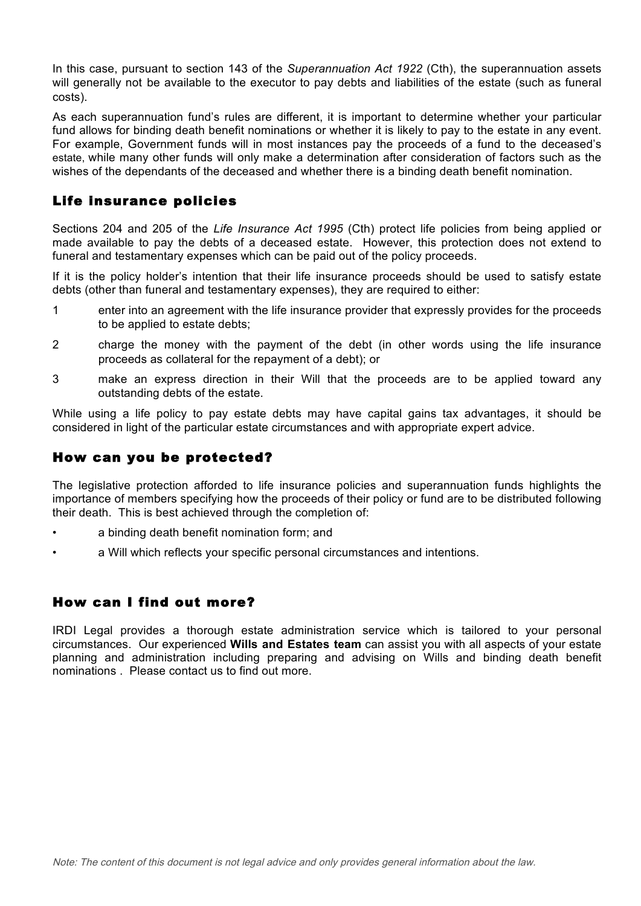In this case, pursuant to section 143 of the *Superannuation Act 1922* (Cth), the superannuation assets will generally not be available to the executor to pay debts and liabilities of the estate (such as funeral costs).

As each superannuation fund's rules are different, it is important to determine whether your particular fund allows for binding death benefit nominations or whether it is likely to pay to the estate in any event. For example, Government funds will in most instances pay the proceeds of a fund to the deceased's estate, while many other funds will only make a determination after consideration of factors such as the wishes of the dependants of the deceased and whether there is a binding death benefit nomination.

## Life insurance policies

Sections 204 and 205 of the *Life Insurance Act 1995* (Cth) protect life policies from being applied or made available to pay the debts of a deceased estate. However, this protection does not extend to funeral and testamentary expenses which can be paid out of the policy proceeds.

If it is the policy holder's intention that their life insurance proceeds should be used to satisfy estate debts (other than funeral and testamentary expenses), they are required to either:

1. enter into an agreement with the life insurance provider that expressly provides for the proceeds to be applied to estate debts;
2. charge the money with the payment of the debt (in other words using the life insurance proceeds as collateral for the repayment of a debt); or
3. make an express direction in their Will that the proceeds are to be applied toward any outstanding debts of the estate.

While using a life policy to pay estate debts may have capital gains tax advantages, it should be considered in light of the particular estate circumstances and with appropriate expert advice.

## How can you be protected?

The legislative protection afforded to life insurance policies and superannuation funds highlights the importance of members specifying how the proceeds of their policy or fund are to be distributed following their death. This is best achieved through the completion of:

- a binding death benefit nomination form; and
- a Will which reflects your specific personal circumstances and intentions.

## How can I find out more?

IRDI Legal provides a thorough estate administration service which is tailored to your personal circumstances. Our experienced **Wills and Estates team** can assist you with all aspects of your estate planning and administration including preparing and advising on Wills and binding death benefit nominations . Please contact us to find out more.

*Note: The content of this document is not legal advice and only provides general information about the law.*